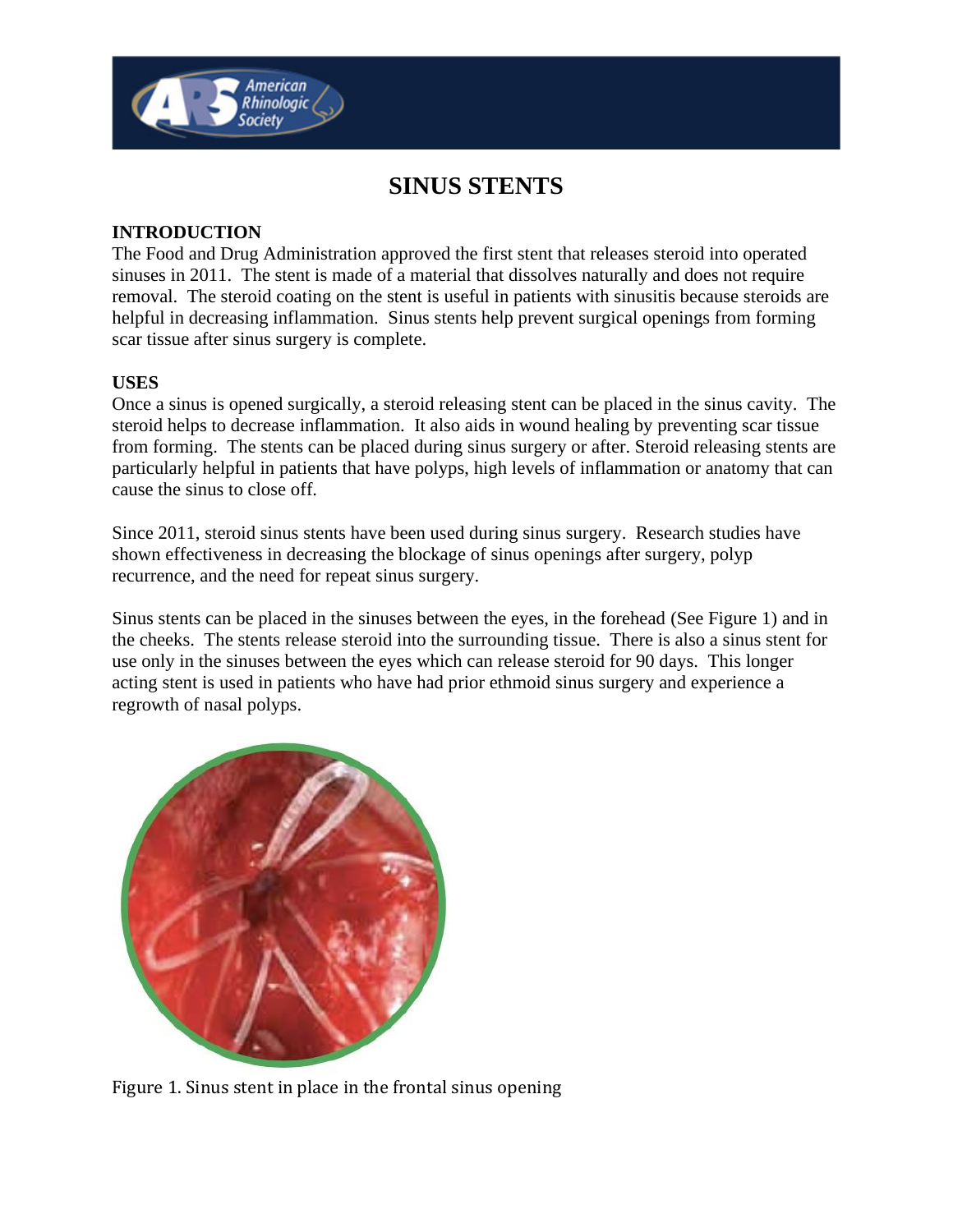# SINUS STENTS

## INTRODUCTION

The Food and Drug Administration approved the first stent that releases steroid into operated sinuses in 2011. The stent is made of a material that dissolves naturally and does not require removal. The steroid coating on the stent is useful in patients with sinusitis because steroids are helpful in decreasing inflammation. Sinus stents help prevent surgical openings from forming scar tissue after sinus surgery is complete.

## USES

Once a sinus is opened surgically, a steroid releasing stent can be placed in the sinus cavity. The steroid helps to decrease inflammation. It also aids in wound healing by preventing scar tissue from forming. The stents can be placed during sinus surgery or after. Steroid releasing stents are particularly helpful in patients that have polyps, high levels of inflammation or anatomy that can cause the sinus to close off.

Since 2011, steroid sinus stents have been used during sinus surgery. Research studies have shown effectiveness in decreasing the blockage of sinus openings after surgery, polyp recurrence, and the need for repeat sinus surgery.

Sinus stents can be placed in the sinuses between the eyes, in the forehead (See Figure 1) and in the cheeks. The stents release steroid into the surrounding tissue. There is also a sinus stent for use only in the sinuses between the eyes which can release steroid for 90 days. This longer acting stent is used in patients who have had prior ethmoid sinus surgery and experience a regrowth of nasal polyps.

Figure 1. Sinus stent in place in the frontal sinus opening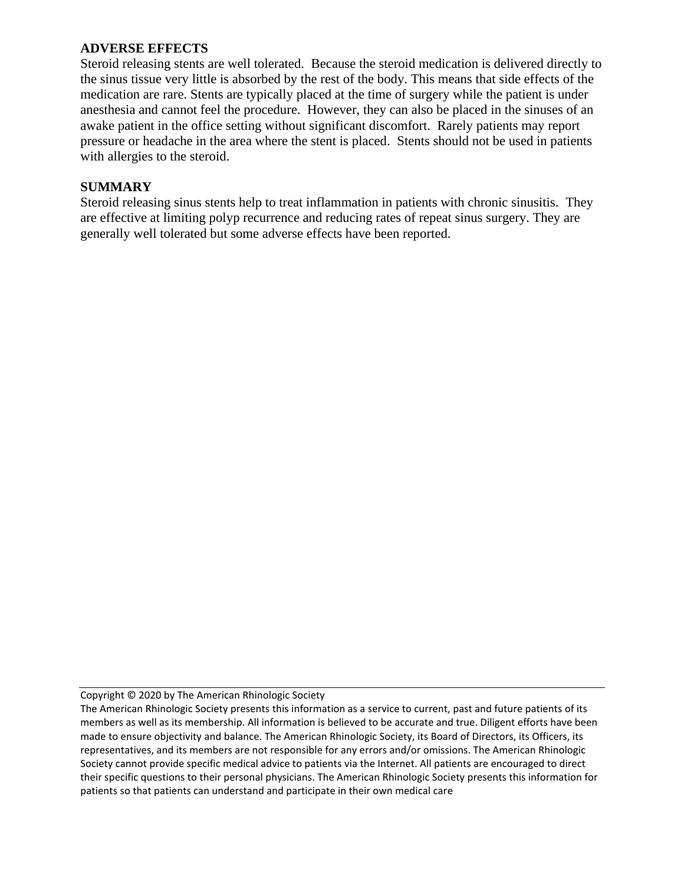## ADVERSE EFFECTS

Steroid releasing stents are well tolerated. Because the steroid medication is delivered directly to the sinus tissue very little is absorbed by the rest of the body. This means that side effects of the medication are rare. Stents are typically placed at the time of surgery while the patient is under anesthesia and cannot feel the procedure. However, they can also be placed in the sinuses of an awake patient in the office setting without significant discomfort. Rarely patients may report pressure or headache in the area where the stent is placed. Stents should not be used in patients with allergies to the steroid.

## SUMMARY

Steroid releasing sinus stents help to treat inflammation in patients with chronic sinusitis. They are effective at limiting polyp recurrence and reducing rates of repeat sinus surgery. They are generally well tolerated but some adverse effects have been reported.

---

Copyright © 2020 by The American Rhinologic Society

The American Rhinologic Society presents this information as a service to current, past and future patients of its members as well as its membership. All information is believed to be accurate and true. Diligent efforts have been made to ensure objectivity and balance. The American Rhinologic Society, its Board of Directors, its Officers, its representatives, and its members are not responsible for any errors and/or omissions. The American Rhinologic Society cannot provide specific medical advice to patients via the Internet. All patients are encouraged to direct their specific questions to their personal physicians. The American Rhinologic Society presents this information for patients so that patients can understand and participate in their own medical care